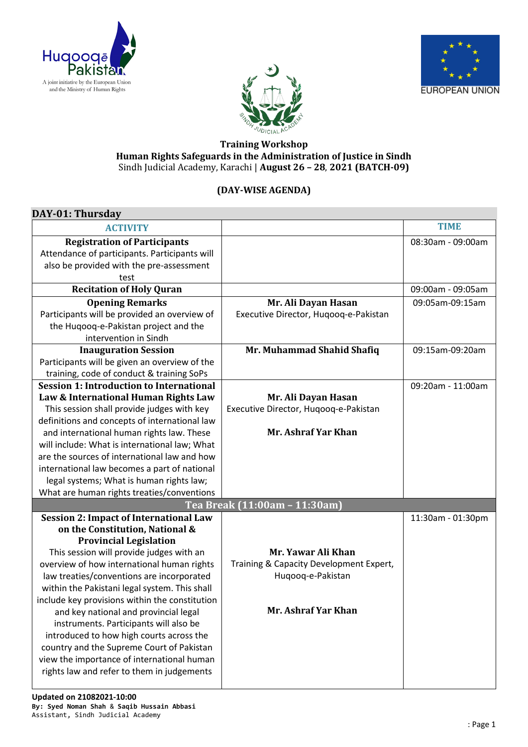Huqooq-e-Pakistan
A joint initiative by the European Union and the Ministry of Human Rights

SINDH JUDICIAL ACADEMY

EUROPEAN UNION

**Training Workshop**
**Human Rights Safeguards in the Administration of Justice in Sindh**
Sindh Judicial Academy, Karachi | **August 26 – 28, 2021 (BATCH-09)**

**(DAY-WISE AGENDA)**

## DAY-01: Thursday

| ACTIVITY | | TIME |
|---|---|---|
| **Registration of Participants**<br>Attendance of participants. Participants will also be provided with the pre-assessment test | | 08:30am - 09:00am |
| **Recitation of Holy Quran** | | 09:00am - 09:05am |
| **Opening Remarks**<br>Participants will be provided an overview of the Huqooq-e-Pakistan project and the intervention in Sindh | **Mr. Ali Dayan Hasan**<br>Executive Director, Huqooq-e-Pakistan | 09:05am-09:15am |
| **Inauguration Session**<br>Participants will be given an overview of the training, code of conduct & training SoPs | **Mr. Muhammad Shahid Shafiq** | 09:15am-09:20am |
| **Session 1: Introduction to International Law & International Human Rights Law**<br>This session shall provide judges with key definitions and concepts of international law and international human rights law. These will include: What is international law; What are the sources of international law and how international law becomes a part of national legal systems; What is human rights law; What are human rights treaties/conventions | **Mr. Ali Dayan Hasan**<br>Executive Director, Huqooq-e-Pakistan<br><br>**Mr. Ashraf Yar Khan** | 09:20am - 11:00am |
| **Tea Break (11:00am – 11:30am)** | | |
| **Session 2: Impact of International Law on the Constitution, National & Provincial Legislation**<br>This session will provide judges with an overview of how international human rights law treaties/conventions are incorporated within the Pakistani legal system. This shall include key provisions within the constitution and key national and provincial legal instruments. Participants will also be introduced to how high courts across the country and the Supreme Court of Pakistan view the importance of international human rights law and refer to them in judgements | **Mr. Yawar Ali Khan**<br>Training & Capacity Development Expert, Huqooq-e-Pakistan<br><br>**Mr. Ashraf Yar Khan** | 11:30am - 01:30pm |

**Updated on 21082021-10:00**
**By: Syed Noman Shah & Saqib Hussain Abbasi**
Assistant, Sindh Judicial Academy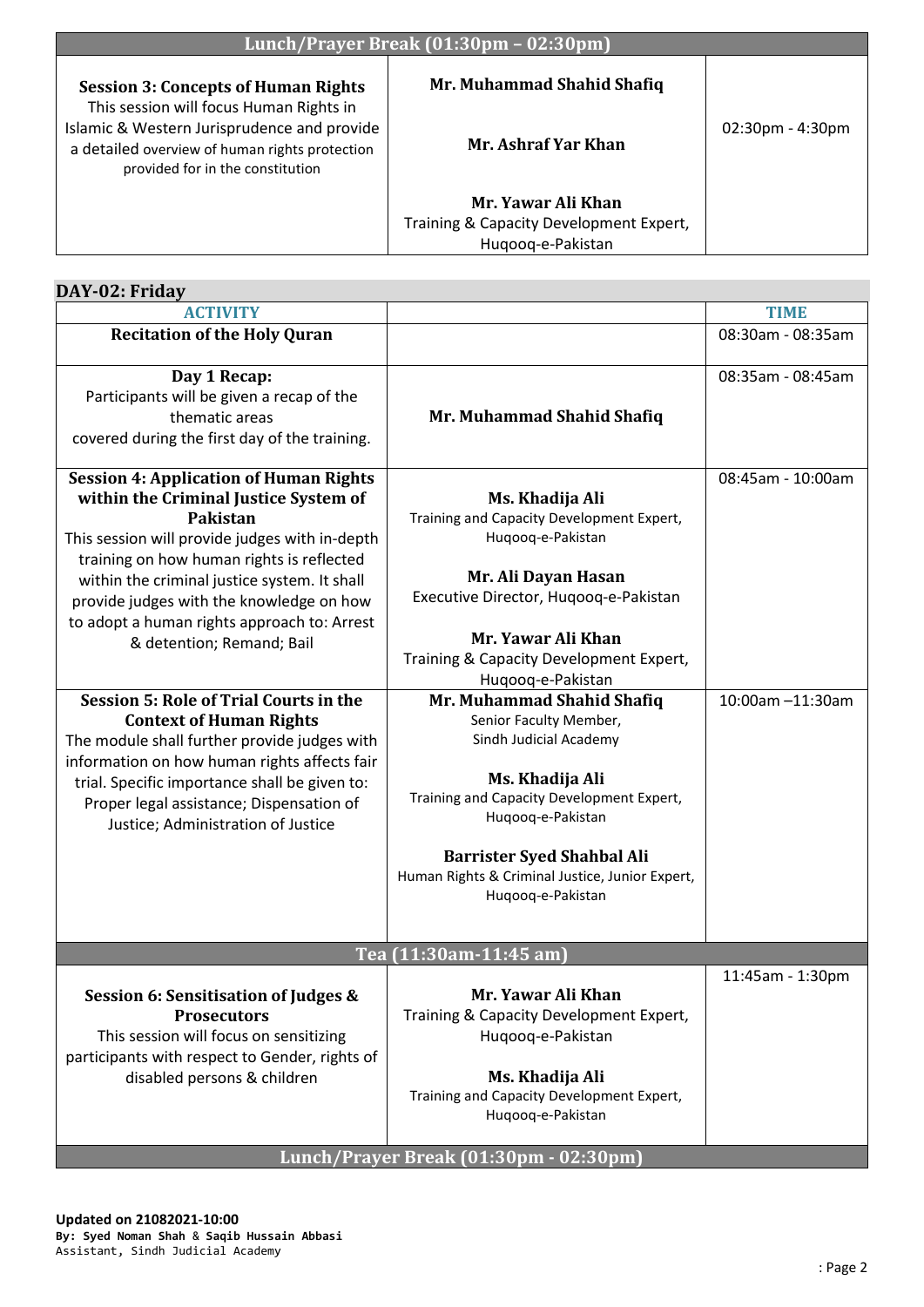| Lunch/Prayer Break (01:30pm – 02:30pm) | | |
|---|---|---|
| **Session 3: Concepts of Human Rights**<br>This session will focus Human Rights in Islamic & Western Jurisprudence and provide a detailed overview of human rights protection provided for in the constitution | **Mr. Muhammad Shahid Shafiq**<br><br>**Mr. Ashraf Yar Khan**<br><br>**Mr. Yawar Ali Khan**<br>Training & Capacity Development Expert, Huqooq-e-Pakistan | 02:30pm - 4:30pm |

## DAY-02: Friday

| ACTIVITY | | TIME |
|---|---|---|
| **Recitation of the Holy Quran** | | 08:30am - 08:35am |
| **Day 1 Recap:**<br>Participants will be given a recap of the thematic areas covered during the first day of the training. | **Mr. Muhammad Shahid Shafiq** | 08:35am - 08:45am |
| **Session 4: Application of Human Rights within the Criminal Justice System of Pakistan**<br>This session will provide judges with in-depth training on how human rights is reflected within the criminal justice system. It shall provide judges with the knowledge on how to adopt a human rights approach to: Arrest & detention; Remand; Bail | **Ms. Khadija Ali**<br>Training and Capacity Development Expert, Huqooq-e-Pakistan<br><br>**Mr. Ali Dayan Hasan**<br>Executive Director, Huqooq-e-Pakistan<br><br>**Mr. Yawar Ali Khan**<br>Training & Capacity Development Expert, Huqooq-e-Pakistan | 08:45am - 10:00am |
| **Session 5: Role of Trial Courts in the Context of Human Rights**<br>The module shall further provide judges with information on how human rights affects fair trial. Specific importance shall be given to: Proper legal assistance; Dispensation of Justice; Administration of Justice | **Mr. Muhammad Shahid Shafiq**<br>Senior Faculty Member, Sindh Judicial Academy<br><br>**Ms. Khadija Ali**<br>Training and Capacity Development Expert, Huqooq-e-Pakistan<br><br>**Barrister Syed Shahbal Ali**<br>Human Rights & Criminal Justice, Junior Expert, Huqooq-e-Pakistan | 10:00am –11:30am |
| **Tea (11:30am-11:45 am)** | | |
| **Session 6: Sensitisation of Judges & Prosecutors**<br>This session will focus on sensitizing participants with respect to Gender, rights of disabled persons & children | **Mr. Yawar Ali Khan**<br>Training & Capacity Development Expert, Huqooq-e-Pakistan<br><br>**Ms. Khadija Ali**<br>Training and Capacity Development Expert, Huqooq-e-Pakistan | 11:45am - 1:30pm |
| **Lunch/Prayer Break (01:30pm - 02:30pm)** | | |

**Updated on 21082021-10:00**
**By: Syed Noman Shah** & **Saqib Hussain Abbasi**
Assistant, Sindh Judicial Academy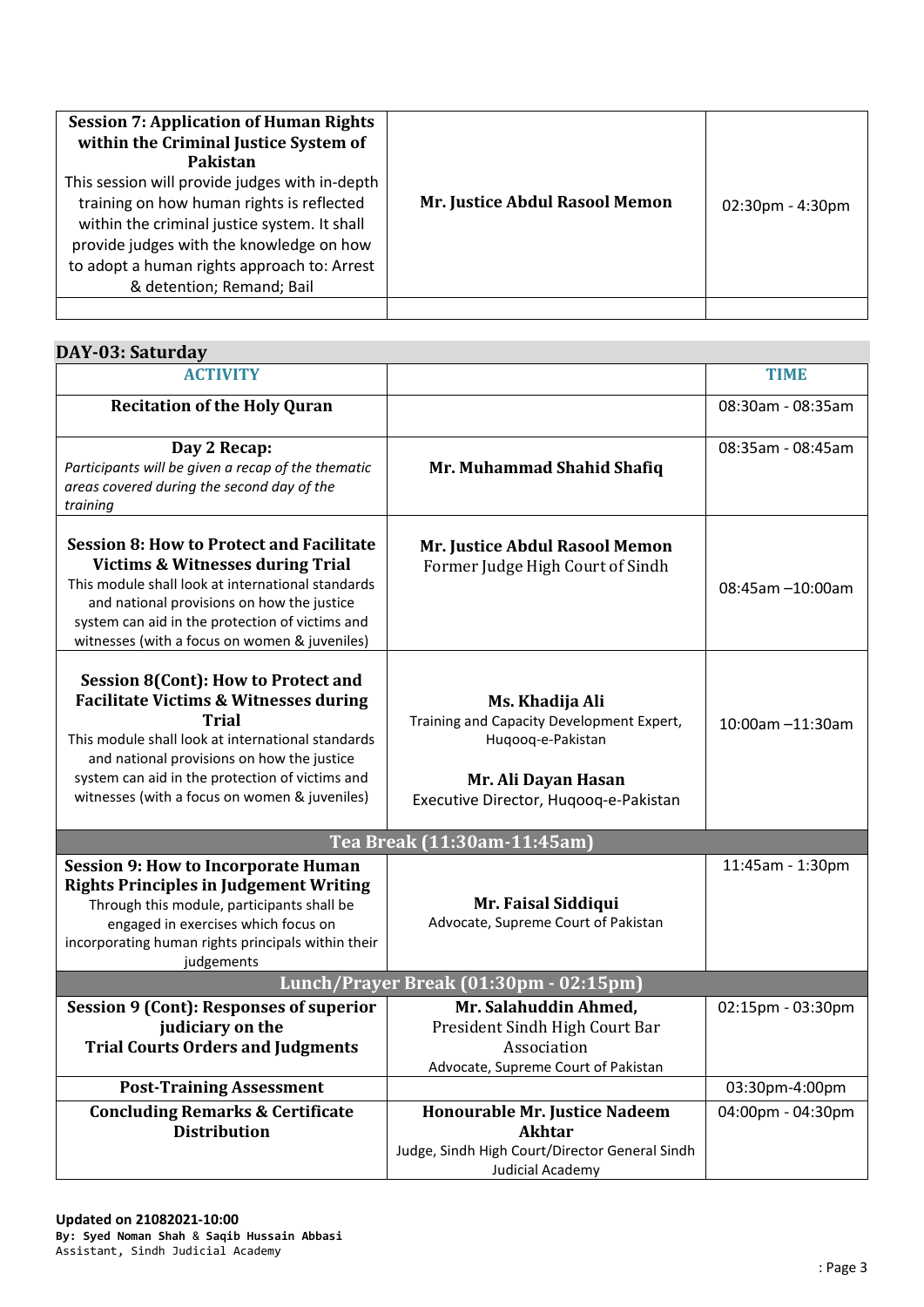| | | |
|---|---|---|
| **Session 7: Application of Human Rights within the Criminal Justice System of Pakistan**<br>This session will provide judges with in-depth training on how human rights is reflected within the criminal justice system. It shall provide judges with the knowledge on how to adopt a human rights approach to: Arrest & detention; Remand; Bail | **Mr. Justice Abdul Rasool Memon** | 02:30pm - 4:30pm |
| | | |

## DAY-03: Saturday

| ACTIVITY | | TIME |
|---|---|---|
| **Recitation of the Holy Quran** | | 08:30am - 08:35am |
| **Day 2 Recap:**<br>*Participants will be given a recap of the thematic areas covered during the second day of the training* | **Mr. Muhammad Shahid Shafiq** | 08:35am - 08:45am |
| **Session 8: How to Protect and Facilitate Victims & Witnesses during Trial**<br>This module shall look at international standards and national provisions on how the justice system can aid in the protection of victims and witnesses (with a focus on women & juveniles) | **Mr. Justice Abdul Rasool Memon**<br>Former Judge High Court of Sindh | 08:45am –10:00am |
| **Session 8(Cont): How to Protect and Facilitate Victims & Witnesses during Trial**<br>This module shall look at international standards and national provisions on how the justice system can aid in the protection of victims and witnesses (with a focus on women & juveniles) | **Ms. Khadija Ali**<br>Training and Capacity Development Expert, Huqooq-e-Pakistan<br><br>**Mr. Ali Dayan Hasan**<br>Executive Director, Huqooq-e-Pakistan | 10:00am –11:30am |
| **Tea Break (11:30am-11:45am)** | | |
| **Session 9: How to Incorporate Human Rights Principles in Judgement Writing**<br>Through this module, participants shall be engaged in exercises which focus on incorporating human rights principals within their judgements | **Mr. Faisal Siddiqui**<br>Advocate, Supreme Court of Pakistan | 11:45am - 1:30pm |
| **Lunch/Prayer Break (01:30pm - 02:15pm)** | | |
| **Session 9 (Cont): Responses of superior judiciary on the Trial Courts Orders and Judgments** | **Mr. Salahuddin Ahmed,**<br>President Sindh High Court Bar Association<br>Advocate, Supreme Court of Pakistan | 02:15pm - 03:30pm |
| **Post-Training Assessment** | | 03:30pm-4:00pm |
| **Concluding Remarks & Certificate Distribution** | **Honourable Mr. Justice Nadeem Akhtar**<br>Judge, Sindh High Court/Director General Sindh Judicial Academy | 04:00pm - 04:30pm |

**Updated on 21082021-10:00**
**By: Syed Noman Shah** & **Saqib Hussain Abbasi**
Assistant, Sindh Judicial Academy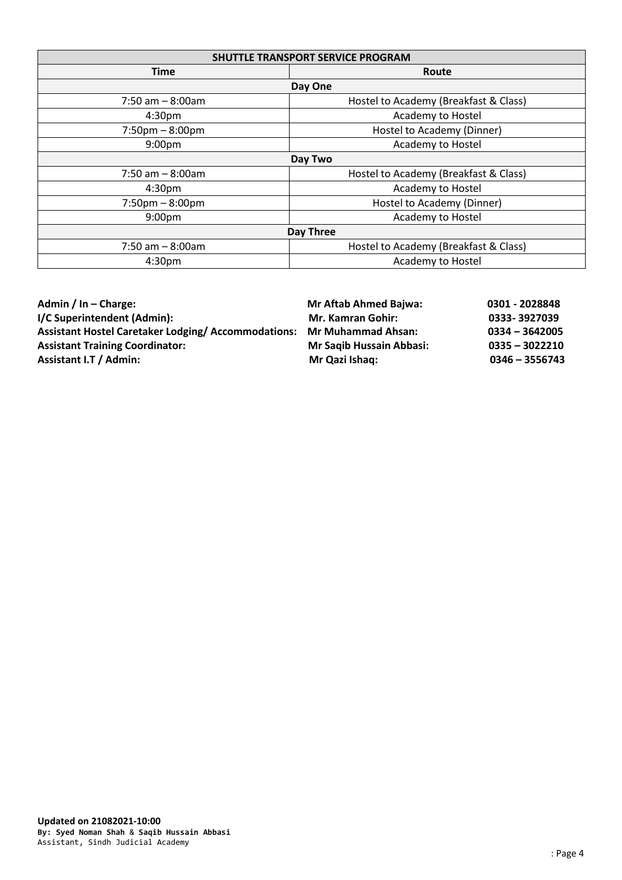| SHUTTLE TRANSPORT SERVICE PROGRAM | |
|---|---|
| **Time** | **Route** |
| **Day One** | |
| 7:50 am – 8:00am | Hostel to Academy (Breakfast & Class) |
| 4:30pm | Academy to Hostel |
| 7:50pm – 8:00pm | Hostel to Academy (Dinner) |
| 9:00pm | Academy to Hostel |
| **Day Two** | |
| 7:50 am – 8:00am | Hostel to Academy (Breakfast & Class) |
| 4:30pm | Academy to Hostel |
| 7:50pm – 8:00pm | Hostel to Academy (Dinner) |
| 9:00pm | Academy to Hostel |
| **Day Three** | |
| 7:50 am – 8:00am | Hostel to Academy (Breakfast & Class) |
| 4:30pm | Academy to Hostel |

| | | |
|---|---|---|
| **Admin / In – Charge:** | **Mr Aftab Ahmed Bajwa:** | **0301 - 2028848** |
| **I/C Superintendent (Admin):** | **Mr. Kamran Gohir:** | **0333- 3927039** |
| **Assistant Hostel Caretaker Lodging/ Accommodations:** | **Mr Muhammad Ahsan:** | **0334 – 3642005** |
| **Assistant Training Coordinator:** | **Mr Saqib Hussain Abbasi:** | **0335 – 3022210** |
| **Assistant I.T / Admin:** | **Mr Qazi Ishaq:** | **0346 – 3556743** |

**Updated on 21082021-10:00**
**By: Syed Noman Shah & Saqib Hussain Abbasi**
Assistant, Sindh Judicial Academy